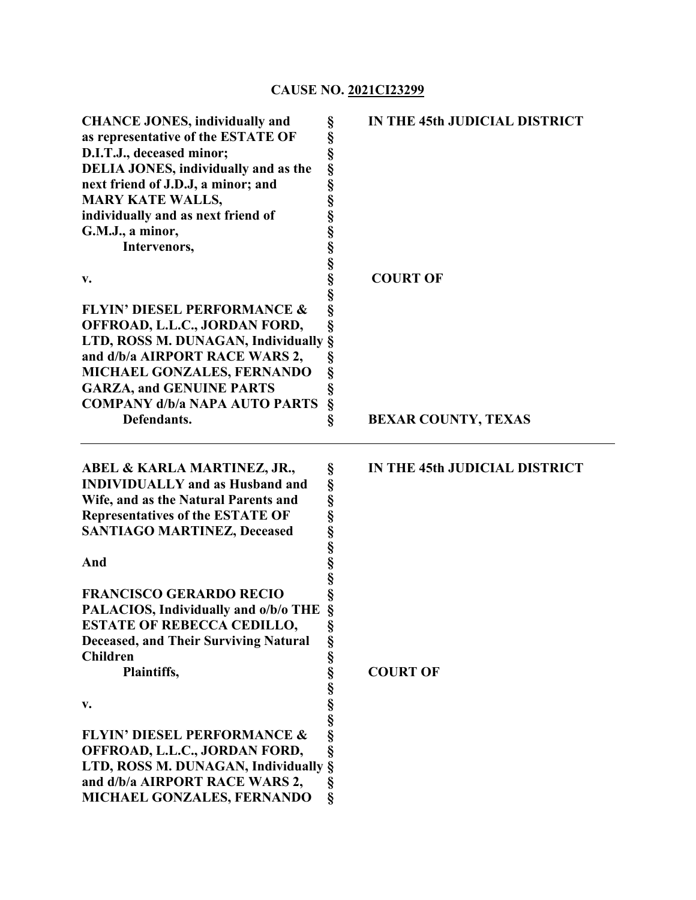**CAUSE NO. 2021CI23299**

| | | |
|---|---|---|
| **CHANCE JONES, individually and as representative of the ESTATE OF D.I.T.J., deceased minor; DELIA JONES, individually and as the next friend of J.D.J, a minor; and MARY KATE WALLS, individually and as next friend of G.M.J., a minor,** | § | **IN THE 45th JUDICIAL DISTRICT** |
| **Intervenors,** | § | |
| **v.** | § | **COURT OF** |
| **FLYIN' DIESEL PERFORMANCE & OFFROAD, L.L.C., JORDAN FORD, LTD, ROSS M. DUNAGAN, Individually and d/b/a AIRPORT RACE WARS 2, MICHAEL GONZALES, FERNANDO GARZA, and GENUINE PARTS COMPANY d/b/a NAPA AUTO PARTS** | § | |
| **Defendants.** | § | **BEXAR COUNTY, TEXAS** |

---

| | | |
|---|---|---|
| **ABEL & KARLA MARTINEZ, JR., INDIVIDUALLY and as Husband and Wife, and as the Natural Parents and Representatives of the ESTATE OF SANTIAGO MARTINEZ, Deceased** | § | **IN THE 45th JUDICIAL DISTRICT** |
| **And** | § | |
| **FRANCISCO GERARDO RECIO PALACIOS, Individually and o/b/o THE ESTATE OF REBECCA CEDILLO, Deceased, and Their Surviving Natural Children** | § | |
| **Plaintiffs,** | § | **COURT OF** |
| **v.** | § | |
| **FLYIN' DIESEL PERFORMANCE & OFFROAD, L.L.C., JORDAN FORD, LTD, ROSS M. DUNAGAN, Individually and d/b/a AIRPORT RACE WARS 2, MICHAEL GONZALES, FERNANDO** | § | |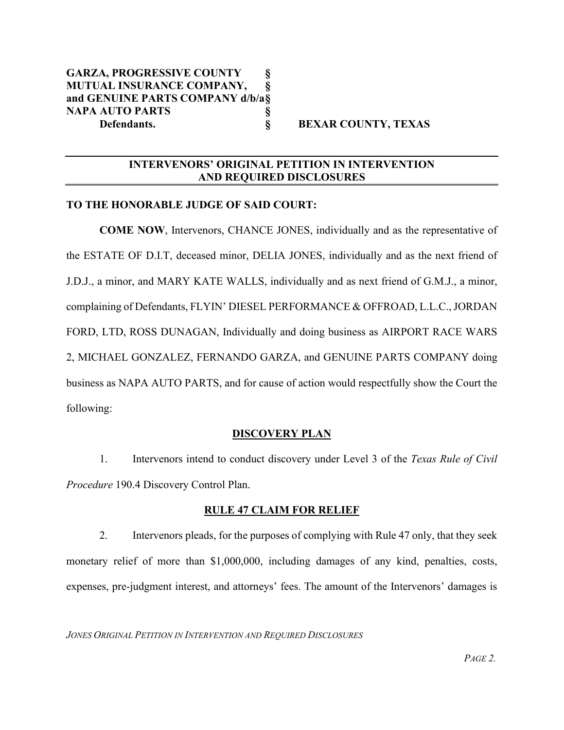**GARZA, PROGRESSIVE COUNTY MUTUAL INSURANCE COMPANY, and GENUINE PARTS COMPANY d/b/a NAPA AUTO PARTS**
**Defendants.**

§ **BEXAR COUNTY, TEXAS**

## INTERVENORS' ORIGINAL PETITION IN INTERVENTION AND REQUIRED DISCLOSURES

**TO THE HONORABLE JUDGE OF SAID COURT:**

**COME NOW**, Intervenors, CHANCE JONES, individually and as the representative of the ESTATE OF D.I.T, deceased minor, DELIA JONES, individually and as the next friend of J.D.J., a minor, and MARY KATE WALLS, individually and as next friend of G.M.J., a minor, complaining of Defendants, FLYIN' DIESEL PERFORMANCE & OFFROAD, L.L.C., JORDAN FORD, LTD, ROSS DUNAGAN, Individually and doing business as AIRPORT RACE WARS 2, MICHAEL GONZALEZ, FERNANDO GARZA, and GENUINE PARTS COMPANY doing business as NAPA AUTO PARTS, and for cause of action would respectfully show the Court the following:

### DISCOVERY PLAN

1. Intervenors intend to conduct discovery under Level 3 of the *Texas Rule of Civil Procedure* 190.4 Discovery Control Plan.

### RULE 47 CLAIM FOR RELIEF

2. Intervenors pleads, for the purposes of complying with Rule 47 only, that they seek monetary relief of more than $1,000,000, including damages of any kind, penalties, costs, expenses, pre-judgment interest, and attorneys' fees. The amount of the Intervenors' damages is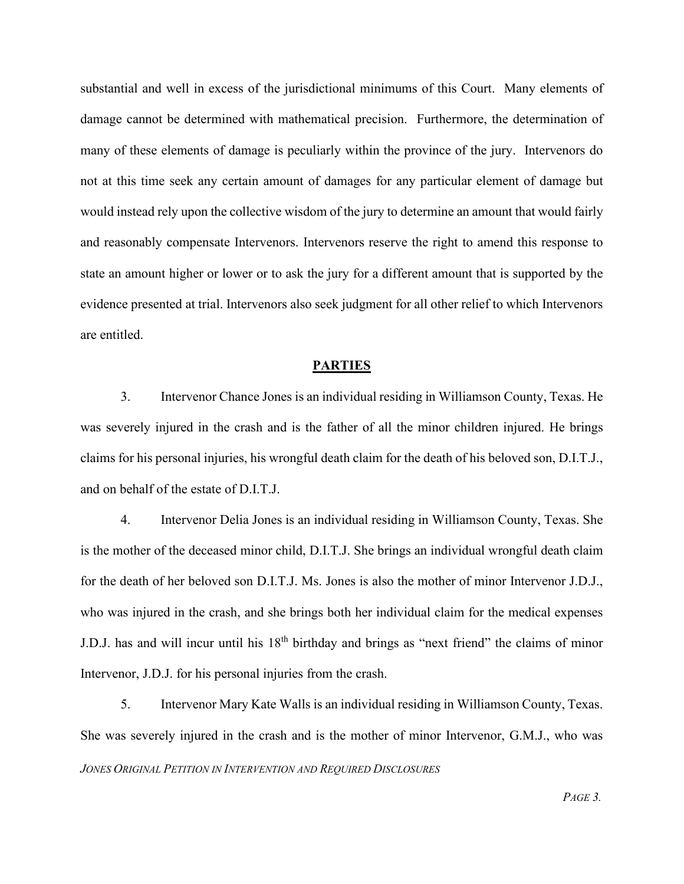substantial and well in excess of the jurisdictional minimums of this Court. Many elements of damage cannot be determined with mathematical precision. Furthermore, the determination of many of these elements of damage is peculiarly within the province of the jury. Intervenors do not at this time seek any certain amount of damages for any particular element of damage but would instead rely upon the collective wisdom of the jury to determine an amount that would fairly and reasonably compensate Intervenors. Intervenors reserve the right to amend this response to state an amount higher or lower or to ask the jury for a different amount that is supported by the evidence presented at trial. Intervenors also seek judgment for all other relief to which Intervenors are entitled.

## PARTIES

3. Intervenor Chance Jones is an individual residing in Williamson County, Texas. He was severely injured in the crash and is the father of all the minor children injured. He brings claims for his personal injuries, his wrongful death claim for the death of his beloved son, D.I.T.J., and on behalf of the estate of D.I.T.J.

4. Intervenor Delia Jones is an individual residing in Williamson County, Texas. She is the mother of the deceased minor child, D.I.T.J. She brings an individual wrongful death claim for the death of her beloved son D.I.T.J. Ms. Jones is also the mother of minor Intervenor J.D.J., who was injured in the crash, and she brings both her individual claim for the medical expenses J.D.J. has and will incur until his 18th birthday and brings as "next friend" the claims of minor Intervenor, J.D.J. for his personal injuries from the crash.

5. Intervenor Mary Kate Walls is an individual residing in Williamson County, Texas. She was severely injured in the crash and is the mother of minor Intervenor, G.M.J., who was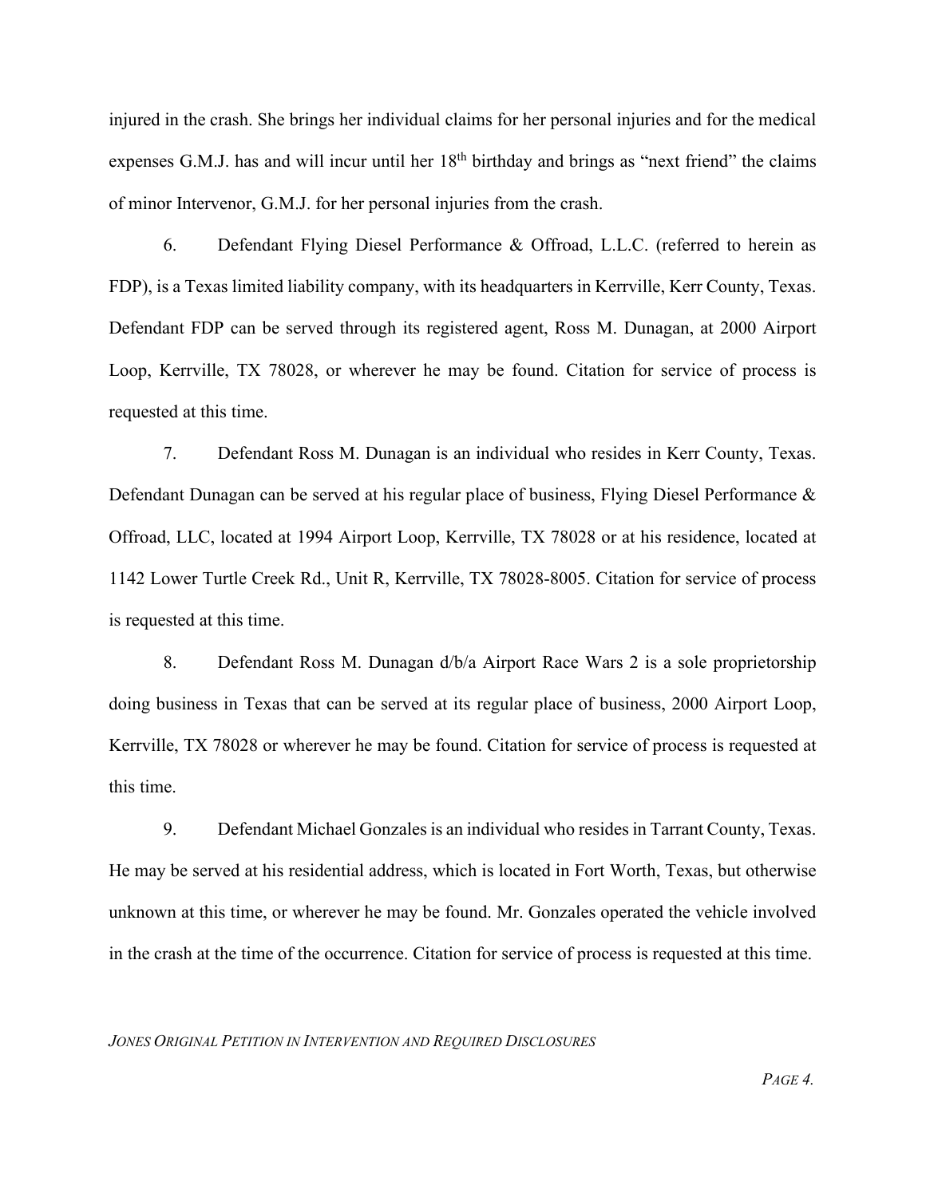injured in the crash. She brings her individual claims for her personal injuries and for the medical expenses G.M.J. has and will incur until her 18th birthday and brings as "next friend" the claims of minor Intervenor, G.M.J. for her personal injuries from the crash.

6. Defendant Flying Diesel Performance & Offroad, L.L.C. (referred to herein as FDP), is a Texas limited liability company, with its headquarters in Kerrville, Kerr County, Texas. Defendant FDP can be served through its registered agent, Ross M. Dunagan, at 2000 Airport Loop, Kerrville, TX 78028, or wherever he may be found. Citation for service of process is requested at this time.

7. Defendant Ross M. Dunagan is an individual who resides in Kerr County, Texas. Defendant Dunagan can be served at his regular place of business, Flying Diesel Performance & Offroad, LLC, located at 1994 Airport Loop, Kerrville, TX 78028 or at his residence, located at 1142 Lower Turtle Creek Rd., Unit R, Kerrville, TX 78028-8005. Citation for service of process is requested at this time.

8. Defendant Ross M. Dunagan d/b/a Airport Race Wars 2 is a sole proprietorship doing business in Texas that can be served at its regular place of business, 2000 Airport Loop, Kerrville, TX 78028 or wherever he may be found. Citation for service of process is requested at this time.

9. Defendant Michael Gonzales is an individual who resides in Tarrant County, Texas. He may be served at his residential address, which is located in Fort Worth, Texas, but otherwise unknown at this time, or wherever he may be found. Mr. Gonzales operated the vehicle involved in the crash at the time of the occurrence. Citation for service of process is requested at this time.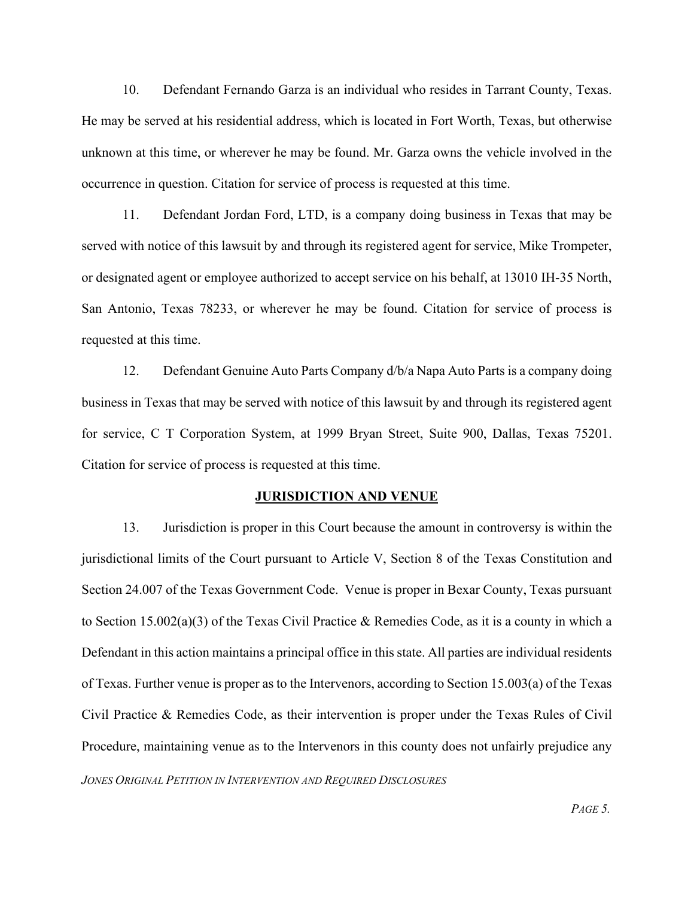10. Defendant Fernando Garza is an individual who resides in Tarrant County, Texas. He may be served at his residential address, which is located in Fort Worth, Texas, but otherwise unknown at this time, or wherever he may be found. Mr. Garza owns the vehicle involved in the occurrence in question. Citation for service of process is requested at this time.

11. Defendant Jordan Ford, LTD, is a company doing business in Texas that may be served with notice of this lawsuit by and through its registered agent for service, Mike Trompeter, or designated agent or employee authorized to accept service on his behalf, at 13010 IH-35 North, San Antonio, Texas 78233, or wherever he may be found. Citation for service of process is requested at this time.

12. Defendant Genuine Auto Parts Company d/b/a Napa Auto Parts is a company doing business in Texas that may be served with notice of this lawsuit by and through its registered agent for service, C T Corporation System, at 1999 Bryan Street, Suite 900, Dallas, Texas 75201. Citation for service of process is requested at this time.

## JURISDICTION AND VENUE

13. Jurisdiction is proper in this Court because the amount in controversy is within the jurisdictional limits of the Court pursuant to Article V, Section 8 of the Texas Constitution and Section 24.007 of the Texas Government Code. Venue is proper in Bexar County, Texas pursuant to Section 15.002(a)(3) of the Texas Civil Practice & Remedies Code, as it is a county in which a Defendant in this action maintains a principal office in this state. All parties are individual residents of Texas. Further venue is proper as to the Intervenors, according to Section 15.003(a) of the Texas Civil Practice & Remedies Code, as their intervention is proper under the Texas Rules of Civil Procedure, maintaining venue as to the Intervenors in this county does not unfairly prejudice any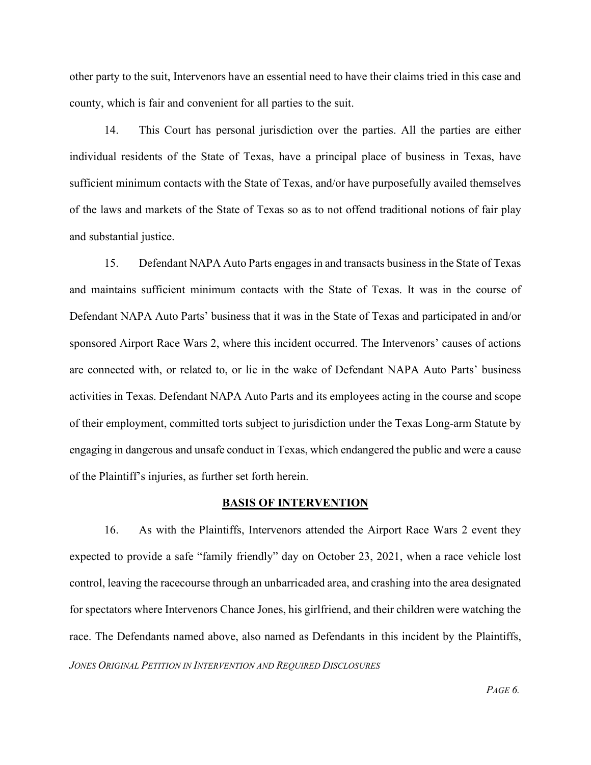other party to the suit, Intervenors have an essential need to have their claims tried in this case and county, which is fair and convenient for all parties to the suit.

14. This Court has personal jurisdiction over the parties. All the parties are either individual residents of the State of Texas, have a principal place of business in Texas, have sufficient minimum contacts with the State of Texas, and/or have purposefully availed themselves of the laws and markets of the State of Texas so as to not offend traditional notions of fair play and substantial justice.

15. Defendant NAPA Auto Parts engages in and transacts business in the State of Texas and maintains sufficient minimum contacts with the State of Texas. It was in the course of Defendant NAPA Auto Parts' business that it was in the State of Texas and participated in and/or sponsored Airport Race Wars 2, where this incident occurred. The Intervenors' causes of actions are connected with, or related to, or lie in the wake of Defendant NAPA Auto Parts' business activities in Texas. Defendant NAPA Auto Parts and its employees acting in the course and scope of their employment, committed torts subject to jurisdiction under the Texas Long-arm Statute by engaging in dangerous and unsafe conduct in Texas, which endangered the public and were a cause of the Plaintiff's injuries, as further set forth herein.

## BASIS OF INTERVENTION

16. As with the Plaintiffs, Intervenors attended the Airport Race Wars 2 event they expected to provide a safe "family friendly" day on October 23, 2021, when a race vehicle lost control, leaving the racecourse through an unbarricaded area, and crashing into the area designated for spectators where Intervenors Chance Jones, his girlfriend, and their children were watching the race. The Defendants named above, also named as Defendants in this incident by the Plaintiffs,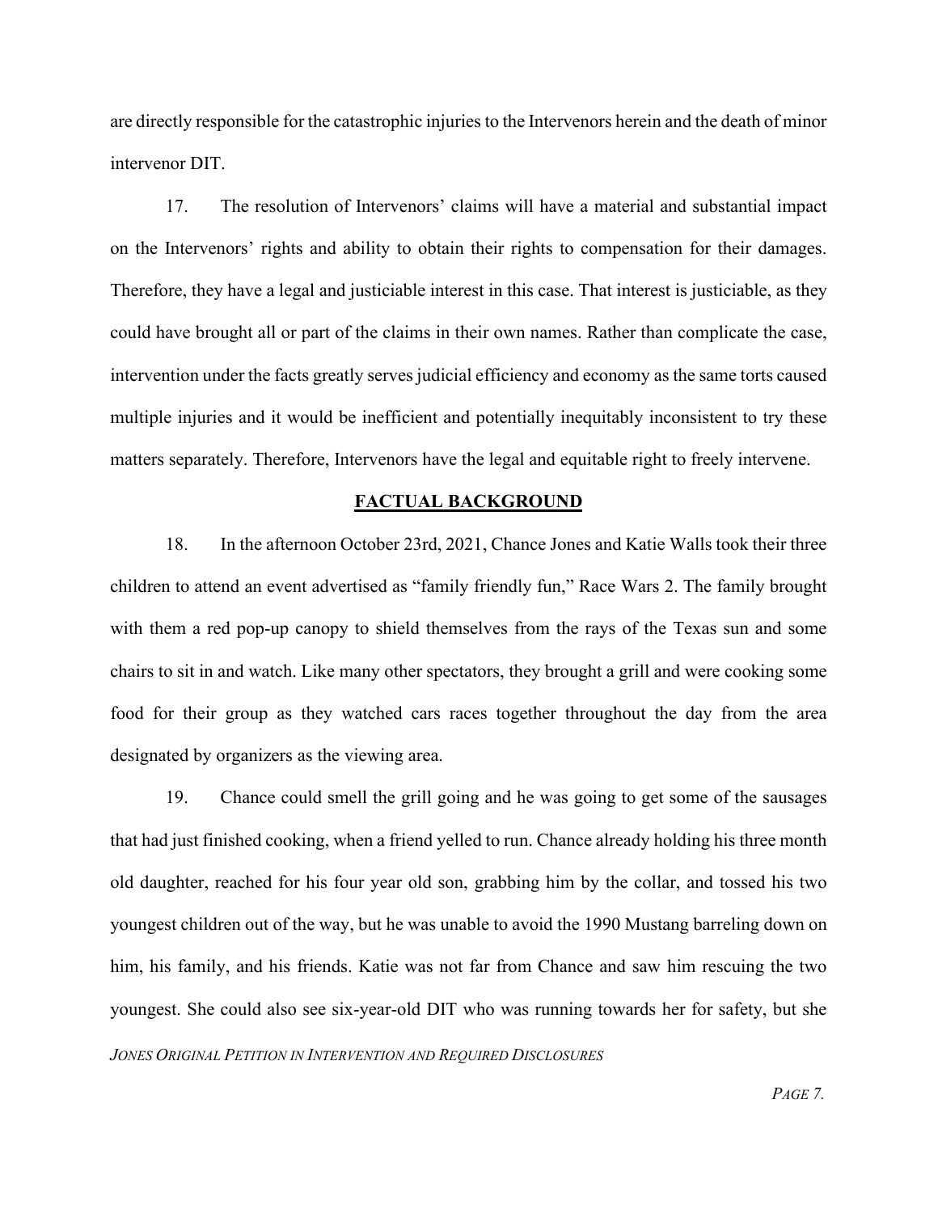are directly responsible for the catastrophic injuries to the Intervenors herein and the death of minor intervenor DIT.

17. The resolution of Intervenors' claims will have a material and substantial impact on the Intervenors' rights and ability to obtain their rights to compensation for their damages. Therefore, they have a legal and justiciable interest in this case. That interest is justiciable, as they could have brought all or part of the claims in their own names. Rather than complicate the case, intervention under the facts greatly serves judicial efficiency and economy as the same torts caused multiple injuries and it would be inefficient and potentially inequitably inconsistent to try these matters separately. Therefore, Intervenors have the legal and equitable right to freely intervene.

## FACTUAL BACKGROUND

18. In the afternoon October 23rd, 2021, Chance Jones and Katie Walls took their three children to attend an event advertised as "family friendly fun," Race Wars 2. The family brought with them a red pop-up canopy to shield themselves from the rays of the Texas sun and some chairs to sit in and watch. Like many other spectators, they brought a grill and were cooking some food for their group as they watched cars races together throughout the day from the area designated by organizers as the viewing area.

19. Chance could smell the grill going and he was going to get some of the sausages that had just finished cooking, when a friend yelled to run. Chance already holding his three month old daughter, reached for his four year old son, grabbing him by the collar, and tossed his two youngest children out of the way, but he was unable to avoid the 1990 Mustang barreling down on him, his family, and his friends. Katie was not far from Chance and saw him rescuing the two youngest. She could also see six-year-old DIT who was running towards her for safety, but she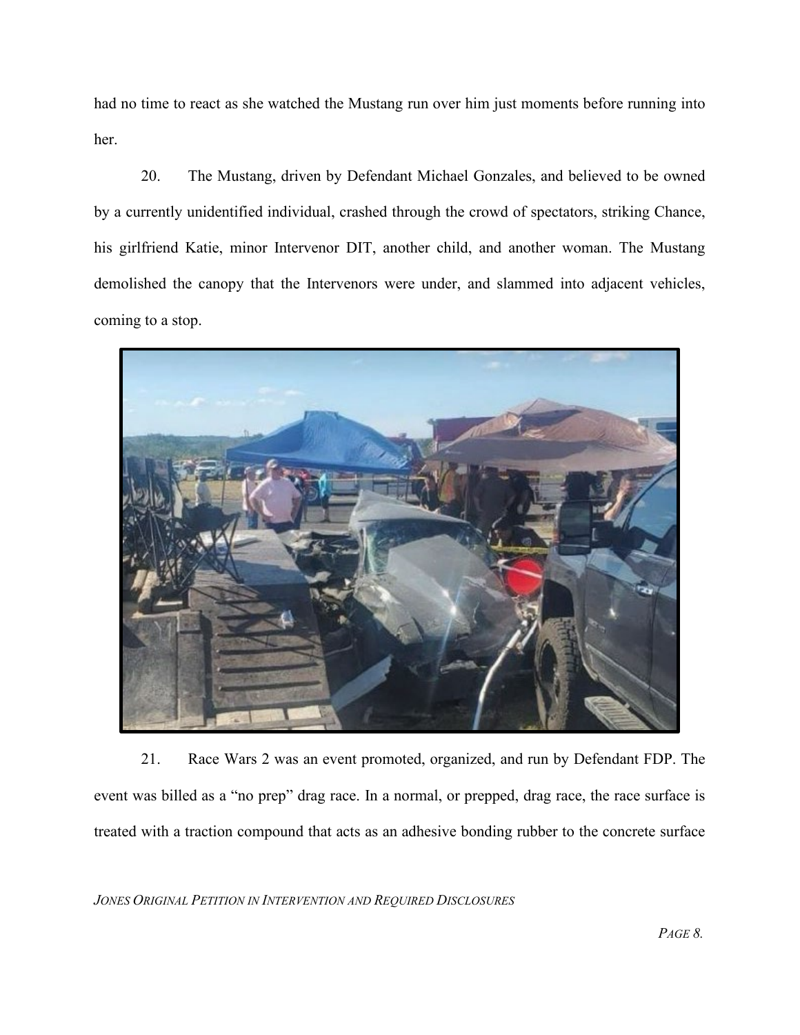had no time to react as she watched the Mustang run over him just moments before running into her.

20. The Mustang, driven by Defendant Michael Gonzales, and believed to be owned by a currently unidentified individual, crashed through the crowd of spectators, striking Chance, his girlfriend Katie, minor Intervenor DIT, another child, and another woman. The Mustang demolished the canopy that the Intervenors were under, and slammed into adjacent vehicles, coming to a stop.

21. Race Wars 2 was an event promoted, organized, and run by Defendant FDP. The event was billed as a "no prep" drag race. In a normal, or prepped, drag race, the race surface is treated with a traction compound that acts as an adhesive bonding rubber to the concrete surface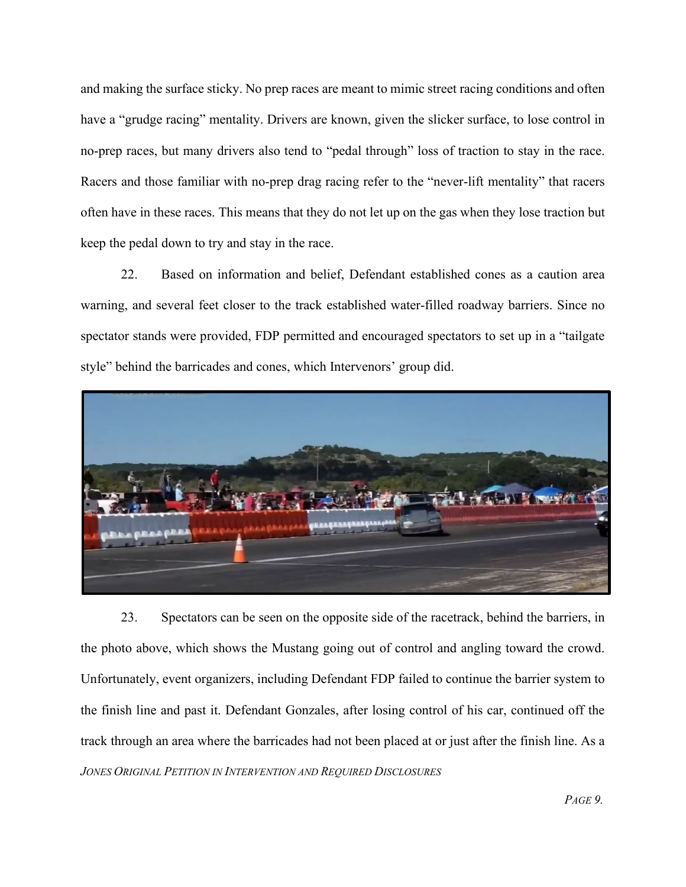and making the surface sticky. No prep races are meant to mimic street racing conditions and often have a "grudge racing" mentality. Drivers are known, given the slicker surface, to lose control in no-prep races, but many drivers also tend to "pedal through" loss of traction to stay in the race. Racers and those familiar with no-prep drag racing refer to the "never-lift mentality" that racers often have in these races. This means that they do not let up on the gas when they lose traction but keep the pedal down to try and stay in the race.

22. Based on information and belief, Defendant established cones as a caution area warning, and several feet closer to the track established water-filled roadway barriers. Since no spectator stands were provided, FDP permitted and encouraged spectators to set up in a "tailgate style" behind the barricades and cones, which Intervenors' group did.

23. Spectators can be seen on the opposite side of the racetrack, behind the barriers, in the photo above, which shows the Mustang going out of control and angling toward the crowd. Unfortunately, event organizers, including Defendant FDP failed to continue the barrier system to the finish line and past it. Defendant Gonzales, after losing control of his car, continued off the track through an area where the barricades had not been placed at or just after the finish line. As a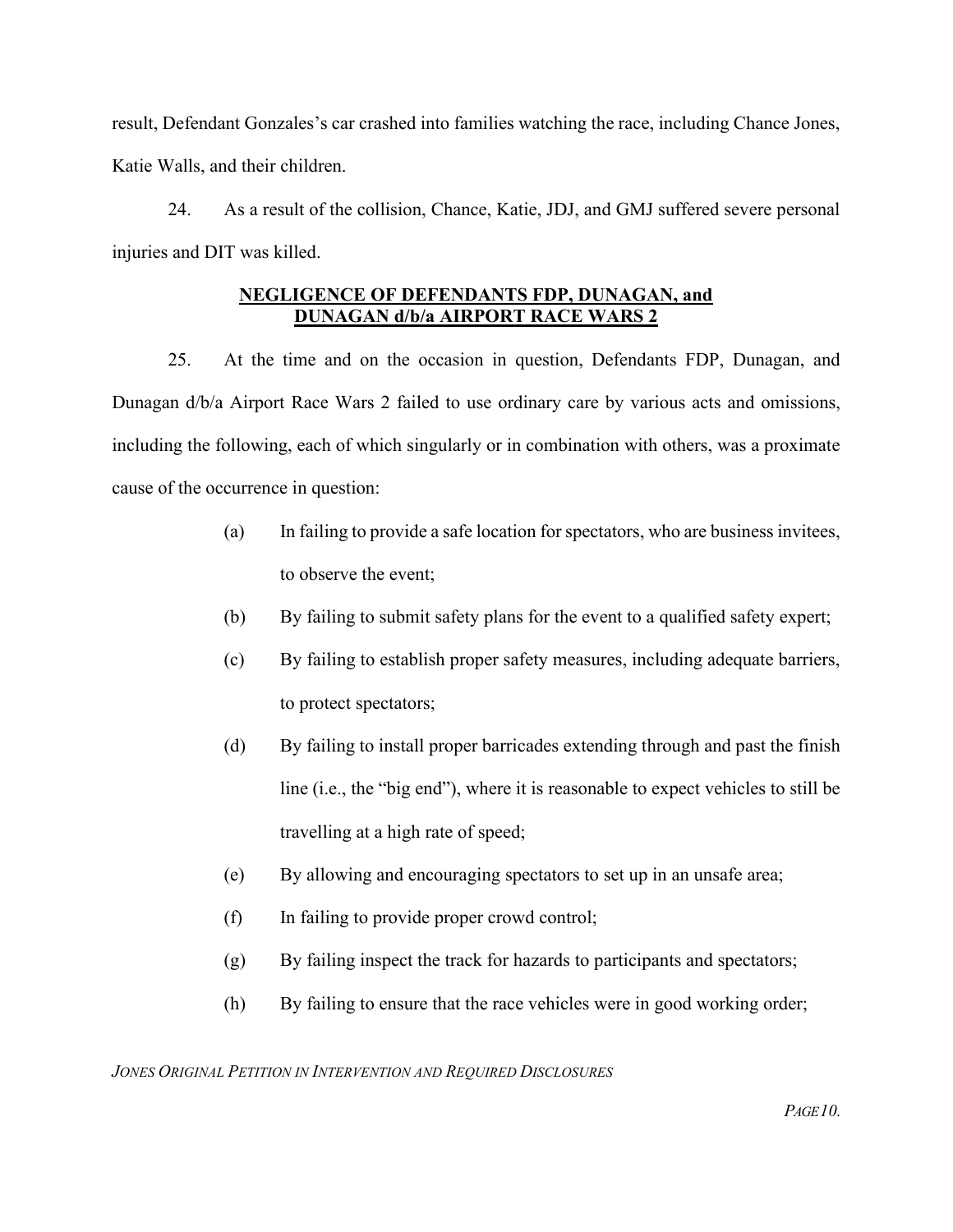result, Defendant Gonzales's car crashed into families watching the race, including Chance Jones, Katie Walls, and their children.

24. As a result of the collision, Chance, Katie, JDJ, and GMJ suffered severe personal injuries and DIT was killed.

**NEGLIGENCE OF DEFENDANTS FDP, DUNAGAN, and DUNAGAN d/b/a AIRPORT RACE WARS 2**

25. At the time and on the occasion in question, Defendants FDP, Dunagan, and Dunagan d/b/a Airport Race Wars 2 failed to use ordinary care by various acts and omissions, including the following, each of which singularly or in combination with others, was a proximate cause of the occurrence in question:

(a) In failing to provide a safe location for spectators, who are business invitees, to observe the event;

(b) By failing to submit safety plans for the event to a qualified safety expert;

(c) By failing to establish proper safety measures, including adequate barriers, to protect spectators;

(d) By failing to install proper barricades extending through and past the finish line (i.e., the "big end"), where it is reasonable to expect vehicles to still be travelling at a high rate of speed;

(e) By allowing and encouraging spectators to set up in an unsafe area;

(f) In failing to provide proper crowd control;

(g) By failing inspect the track for hazards to participants and spectators;

(h) By failing to ensure that the race vehicles were in good working order;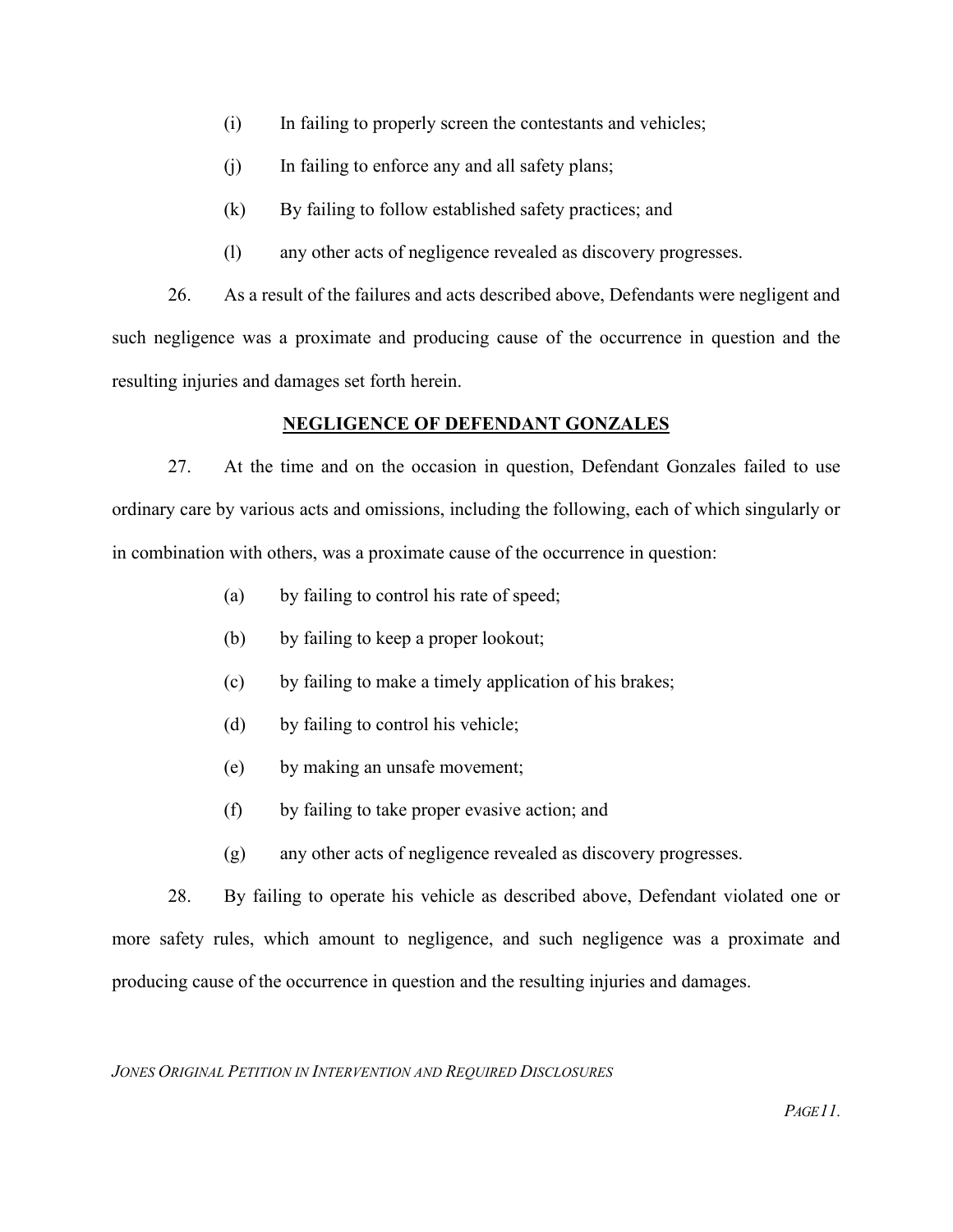(i) In failing to properly screen the contestants and vehicles;

(j) In failing to enforce any and all safety plans;

(k) By failing to follow established safety practices; and

(l) any other acts of negligence revealed as discovery progresses.

26. As a result of the failures and acts described above, Defendants were negligent and such negligence was a proximate and producing cause of the occurrence in question and the resulting injuries and damages set forth herein.

## NEGLIGENCE OF DEFENDANT GONZALES

27. At the time and on the occasion in question, Defendant Gonzales failed to use ordinary care by various acts and omissions, including the following, each of which singularly or in combination with others, was a proximate cause of the occurrence in question:

(a) by failing to control his rate of speed;

(b) by failing to keep a proper lookout;

(c) by failing to make a timely application of his brakes;

(d) by failing to control his vehicle;

(e) by making an unsafe movement;

(f) by failing to take proper evasive action; and

(g) any other acts of negligence revealed as discovery progresses.

28. By failing to operate his vehicle as described above, Defendant violated one or more safety rules, which amount to negligence, and such negligence was a proximate and producing cause of the occurrence in question and the resulting injuries and damages.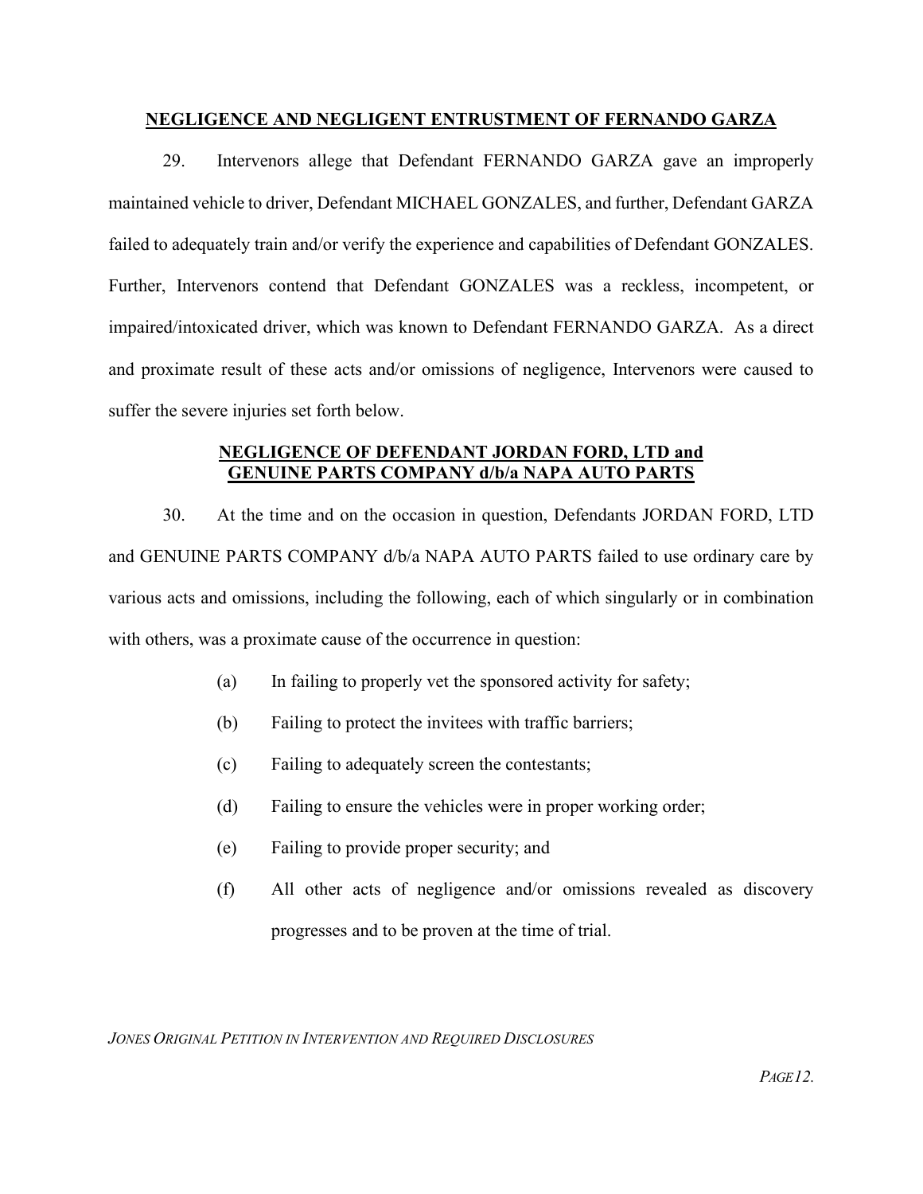**NEGLIGENCE AND NEGLIGENT ENTRUSTMENT OF FERNANDO GARZA**

29. Intervenors allege that Defendant FERNANDO GARZA gave an improperly maintained vehicle to driver, Defendant MICHAEL GONZALES, and further, Defendant GARZA failed to adequately train and/or verify the experience and capabilities of Defendant GONZALES. Further, Intervenors contend that Defendant GONZALES was a reckless, incompetent, or impaired/intoxicated driver, which was known to Defendant FERNANDO GARZA. As a direct and proximate result of these acts and/or omissions of negligence, Intervenors were caused to suffer the severe injuries set forth below.

**NEGLIGENCE OF DEFENDANT JORDAN FORD, LTD and GENUINE PARTS COMPANY d/b/a NAPA AUTO PARTS**

30. At the time and on the occasion in question, Defendants JORDAN FORD, LTD and GENUINE PARTS COMPANY d/b/a NAPA AUTO PARTS failed to use ordinary care by various acts and omissions, including the following, each of which singularly or in combination with others, was a proximate cause of the occurrence in question:

(a) In failing to properly vet the sponsored activity for safety;

(b) Failing to protect the invitees with traffic barriers;

(c) Failing to adequately screen the contestants;

(d) Failing to ensure the vehicles were in proper working order;

(e) Failing to provide proper security; and

(f) All other acts of negligence and/or omissions revealed as discovery progresses and to be proven at the time of trial.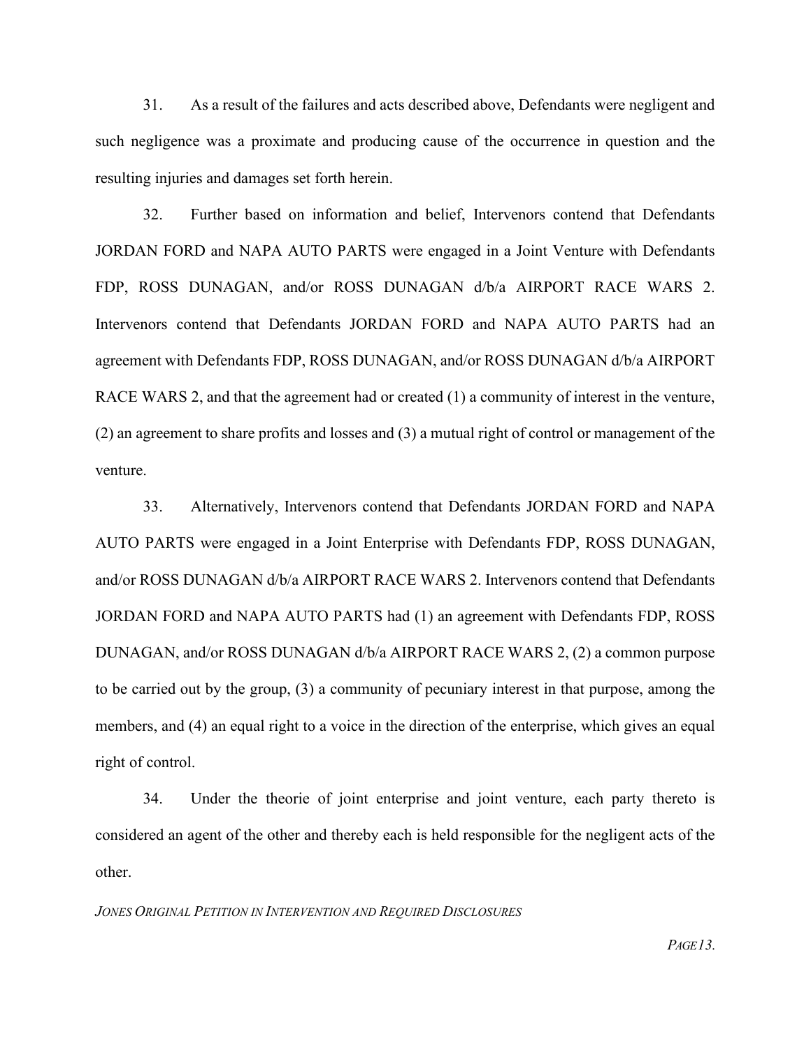31. As a result of the failures and acts described above, Defendants were negligent and such negligence was a proximate and producing cause of the occurrence in question and the resulting injuries and damages set forth herein.

32. Further based on information and belief, Intervenors contend that Defendants JORDAN FORD and NAPA AUTO PARTS were engaged in a Joint Venture with Defendants FDP, ROSS DUNAGAN, and/or ROSS DUNAGAN d/b/a AIRPORT RACE WARS 2. Intervenors contend that Defendants JORDAN FORD and NAPA AUTO PARTS had an agreement with Defendants FDP, ROSS DUNAGAN, and/or ROSS DUNAGAN d/b/a AIRPORT RACE WARS 2, and that the agreement had or created (1) a community of interest in the venture, (2) an agreement to share profits and losses and (3) a mutual right of control or management of the venture.

33. Alternatively, Intervenors contend that Defendants JORDAN FORD and NAPA AUTO PARTS were engaged in a Joint Enterprise with Defendants FDP, ROSS DUNAGAN, and/or ROSS DUNAGAN d/b/a AIRPORT RACE WARS 2. Intervenors contend that Defendants JORDAN FORD and NAPA AUTO PARTS had (1) an agreement with Defendants FDP, ROSS DUNAGAN, and/or ROSS DUNAGAN d/b/a AIRPORT RACE WARS 2, (2) a common purpose to be carried out by the group, (3) a community of pecuniary interest in that purpose, among the members, and (4) an equal right to a voice in the direction of the enterprise, which gives an equal right of control.

34. Under the theorie of joint enterprise and joint venture, each party thereto is considered an agent of the other and thereby each is held responsible for the negligent acts of the other.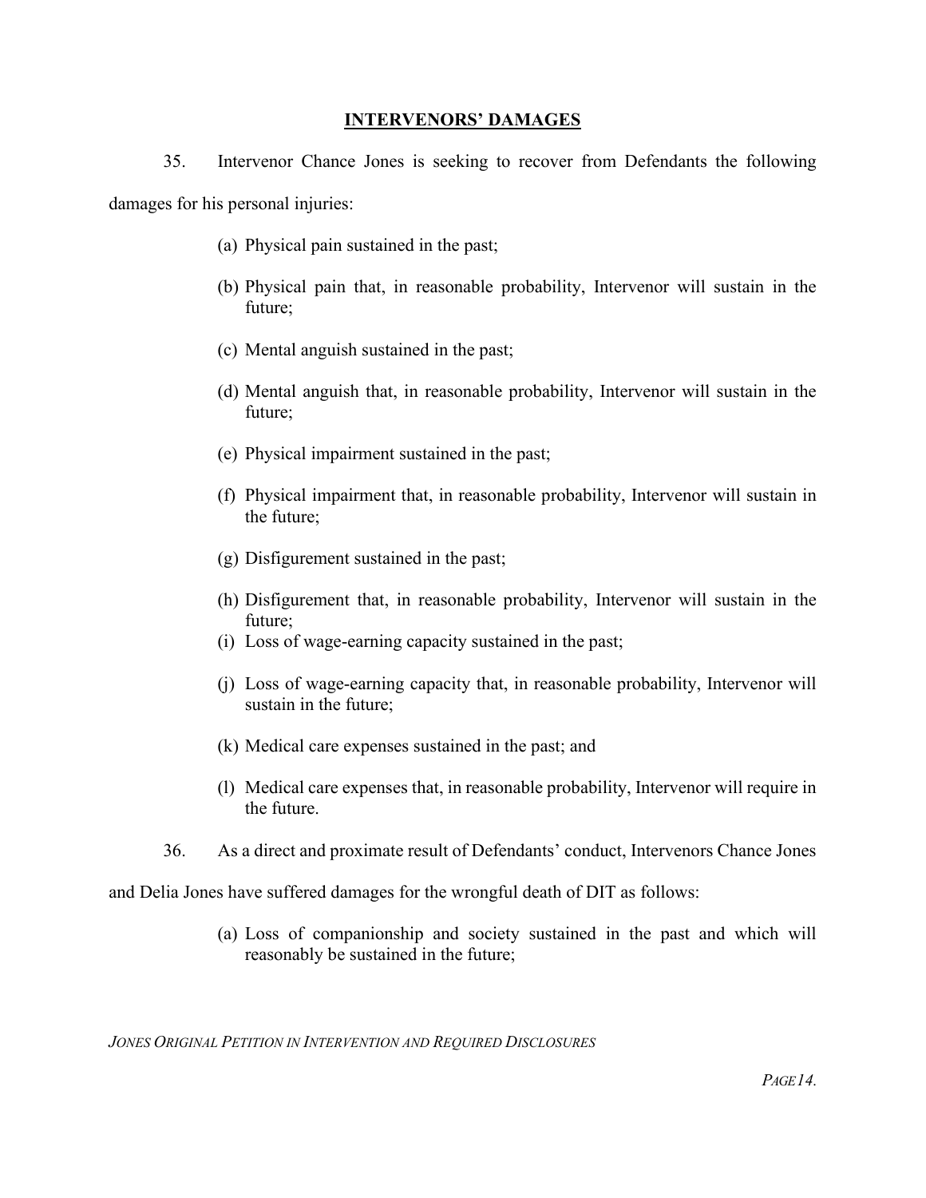## INTERVENORS' DAMAGES

35. Intervenor Chance Jones is seeking to recover from Defendants the following damages for his personal injuries:

(a) Physical pain sustained in the past;

(b) Physical pain that, in reasonable probability, Intervenor will sustain in the future;

(c) Mental anguish sustained in the past;

(d) Mental anguish that, in reasonable probability, Intervenor will sustain in the future;

(e) Physical impairment sustained in the past;

(f) Physical impairment that, in reasonable probability, Intervenor will sustain in the future;

(g) Disfigurement sustained in the past;

(h) Disfigurement that, in reasonable probability, Intervenor will sustain in the future;

(i) Loss of wage-earning capacity sustained in the past;

(j) Loss of wage-earning capacity that, in reasonable probability, Intervenor will sustain in the future;

(k) Medical care expenses sustained in the past; and

(l) Medical care expenses that, in reasonable probability, Intervenor will require in the future.

36. As a direct and proximate result of Defendants' conduct, Intervenors Chance Jones and Delia Jones have suffered damages for the wrongful death of DIT as follows:

(a) Loss of companionship and society sustained in the past and which will reasonably be sustained in the future;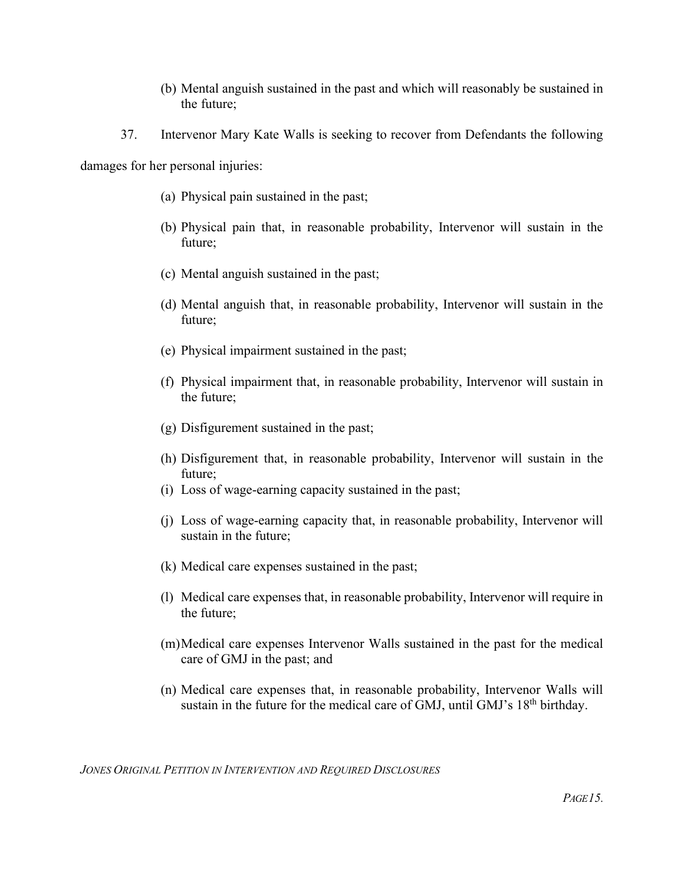(b) Mental anguish sustained in the past and which will reasonably be sustained in the future;

37. Intervenor Mary Kate Walls is seeking to recover from Defendants the following damages for her personal injuries:

(a) Physical pain sustained in the past;

(b) Physical pain that, in reasonable probability, Intervenor will sustain in the future;

(c) Mental anguish sustained in the past;

(d) Mental anguish that, in reasonable probability, Intervenor will sustain in the future;

(e) Physical impairment sustained in the past;

(f) Physical impairment that, in reasonable probability, Intervenor will sustain in the future;

(g) Disfigurement sustained in the past;

(h) Disfigurement that, in reasonable probability, Intervenor will sustain in the future;

(i) Loss of wage-earning capacity sustained in the past;

(j) Loss of wage-earning capacity that, in reasonable probability, Intervenor will sustain in the future;

(k) Medical care expenses sustained in the past;

(l) Medical care expenses that, in reasonable probability, Intervenor will require in the future;

(m) Medical care expenses Intervenor Walls sustained in the past for the medical care of GMJ in the past; and

(n) Medical care expenses that, in reasonable probability, Intervenor Walls will sustain in the future for the medical care of GMJ, until GMJ's 18th birthday.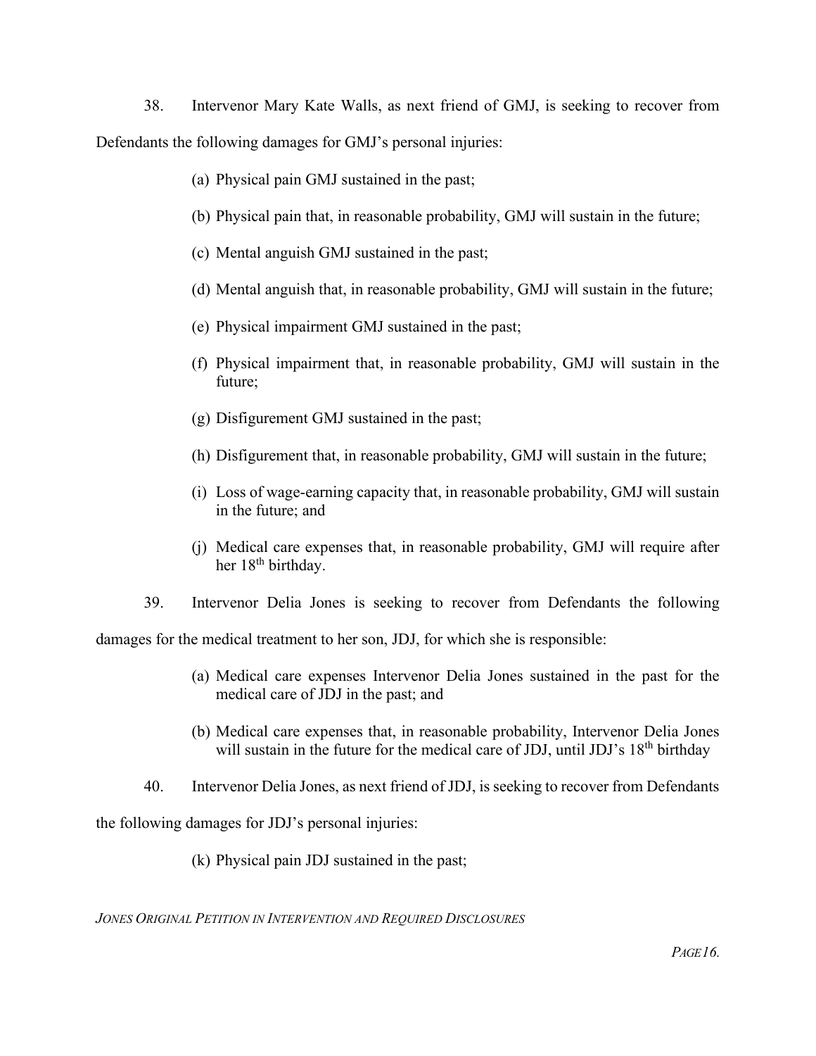38. Intervenor Mary Kate Walls, as next friend of GMJ, is seeking to recover from Defendants the following damages for GMJ's personal injuries:

(a) Physical pain GMJ sustained in the past;

(b) Physical pain that, in reasonable probability, GMJ will sustain in the future;

(c) Mental anguish GMJ sustained in the past;

(d) Mental anguish that, in reasonable probability, GMJ will sustain in the future;

(e) Physical impairment GMJ sustained in the past;

(f) Physical impairment that, in reasonable probability, GMJ will sustain in the future;

(g) Disfigurement GMJ sustained in the past;

(h) Disfigurement that, in reasonable probability, GMJ will sustain in the future;

(i) Loss of wage-earning capacity that, in reasonable probability, GMJ will sustain in the future; and

(j) Medical care expenses that, in reasonable probability, GMJ will require after her 18th birthday.

39. Intervenor Delia Jones is seeking to recover from Defendants the following damages for the medical treatment to her son, JDJ, for which she is responsible:

(a) Medical care expenses Intervenor Delia Jones sustained in the past for the medical care of JDJ in the past; and

(b) Medical care expenses that, in reasonable probability, Intervenor Delia Jones will sustain in the future for the medical care of JDJ, until JDJ's 18th birthday

40. Intervenor Delia Jones, as next friend of JDJ, is seeking to recover from Defendants the following damages for JDJ's personal injuries:

(k) Physical pain JDJ sustained in the past;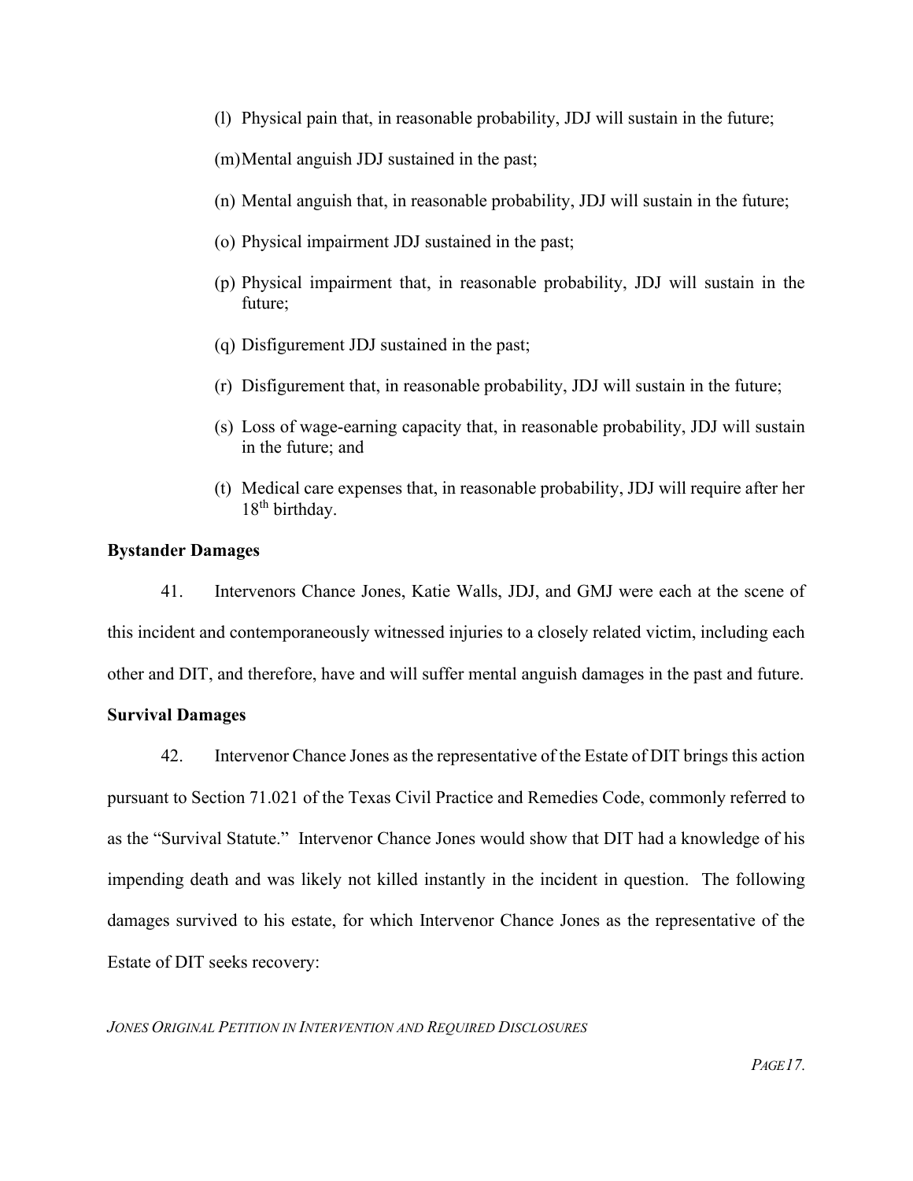(l) Physical pain that, in reasonable probability, JDJ will sustain in the future;

(m) Mental anguish JDJ sustained in the past;

(n) Mental anguish that, in reasonable probability, JDJ will sustain in the future;

(o) Physical impairment JDJ sustained in the past;

(p) Physical impairment that, in reasonable probability, JDJ will sustain in the future;

(q) Disfigurement JDJ sustained in the past;

(r) Disfigurement that, in reasonable probability, JDJ will sustain in the future;

(s) Loss of wage-earning capacity that, in reasonable probability, JDJ will sustain in the future; and

(t) Medical care expenses that, in reasonable probability, JDJ will require after her 18th birthday.

**Bystander Damages**

41. Intervenors Chance Jones, Katie Walls, JDJ, and GMJ were each at the scene of this incident and contemporaneously witnessed injuries to a closely related victim, including each other and DIT, and therefore, have and will suffer mental anguish damages in the past and future.

**Survival Damages**

42. Intervenor Chance Jones as the representative of the Estate of DIT brings this action pursuant to Section 71.021 of the Texas Civil Practice and Remedies Code, commonly referred to as the "Survival Statute." Intervenor Chance Jones would show that DIT had a knowledge of his impending death and was likely not killed instantly in the incident in question. The following damages survived to his estate, for which Intervenor Chance Jones as the representative of the Estate of DIT seeks recovery: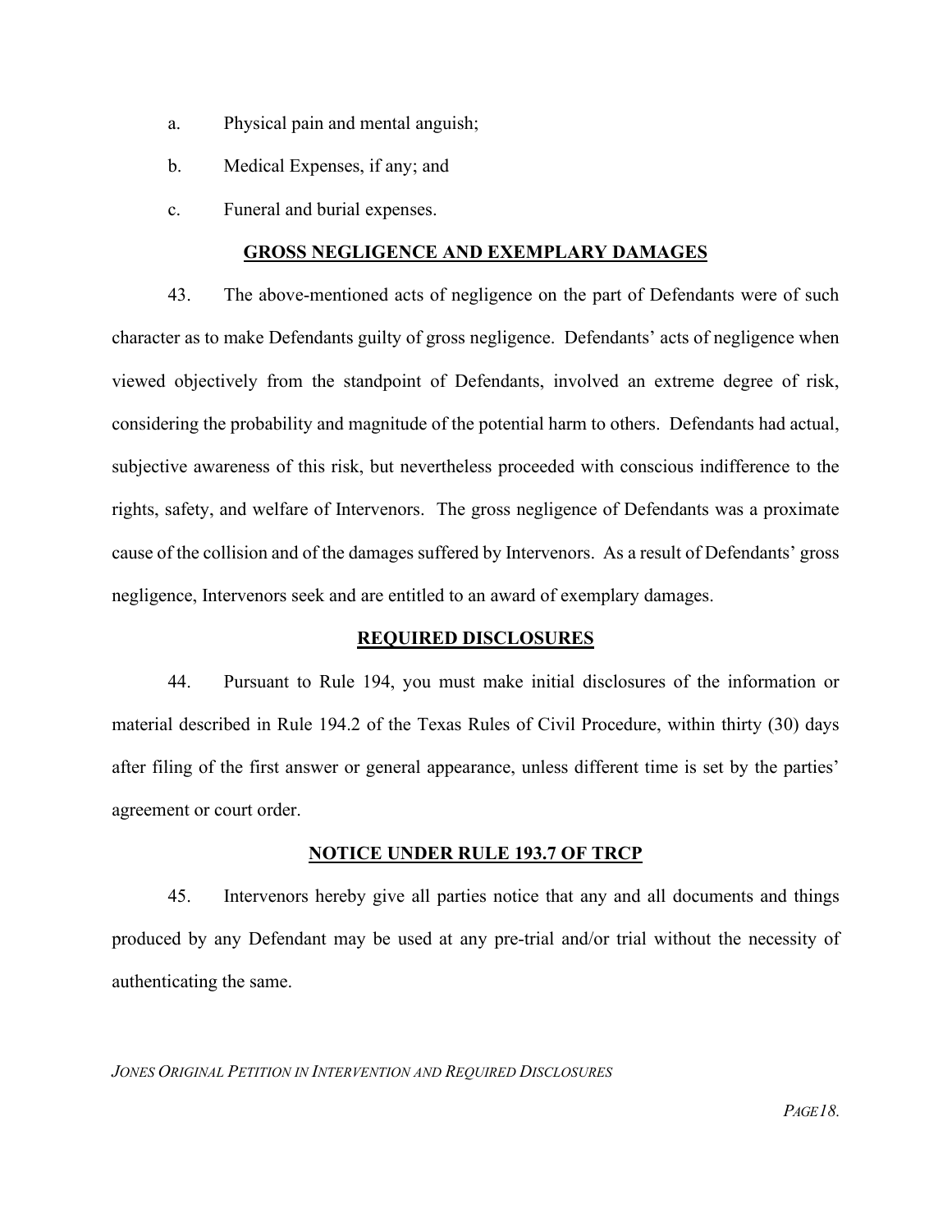a. Physical pain and mental anguish;

b. Medical Expenses, if any; and

c. Funeral and burial expenses.

**GROSS NEGLIGENCE AND EXEMPLARY DAMAGES**

43. The above-mentioned acts of negligence on the part of Defendants were of such character as to make Defendants guilty of gross negligence. Defendants' acts of negligence when viewed objectively from the standpoint of Defendants, involved an extreme degree of risk, considering the probability and magnitude of the potential harm to others. Defendants had actual, subjective awareness of this risk, but nevertheless proceeded with conscious indifference to the rights, safety, and welfare of Intervenors. The gross negligence of Defendants was a proximate cause of the collision and of the damages suffered by Intervenors. As a result of Defendants' gross negligence, Intervenors seek and are entitled to an award of exemplary damages.

**REQUIRED DISCLOSURES**

44. Pursuant to Rule 194, you must make initial disclosures of the information or material described in Rule 194.2 of the Texas Rules of Civil Procedure, within thirty (30) days after filing of the first answer or general appearance, unless different time is set by the parties' agreement or court order.

**NOTICE UNDER RULE 193.7 OF TRCP**

45. Intervenors hereby give all parties notice that any and all documents and things produced by any Defendant may be used at any pre-trial and/or trial without the necessity of authenticating the same.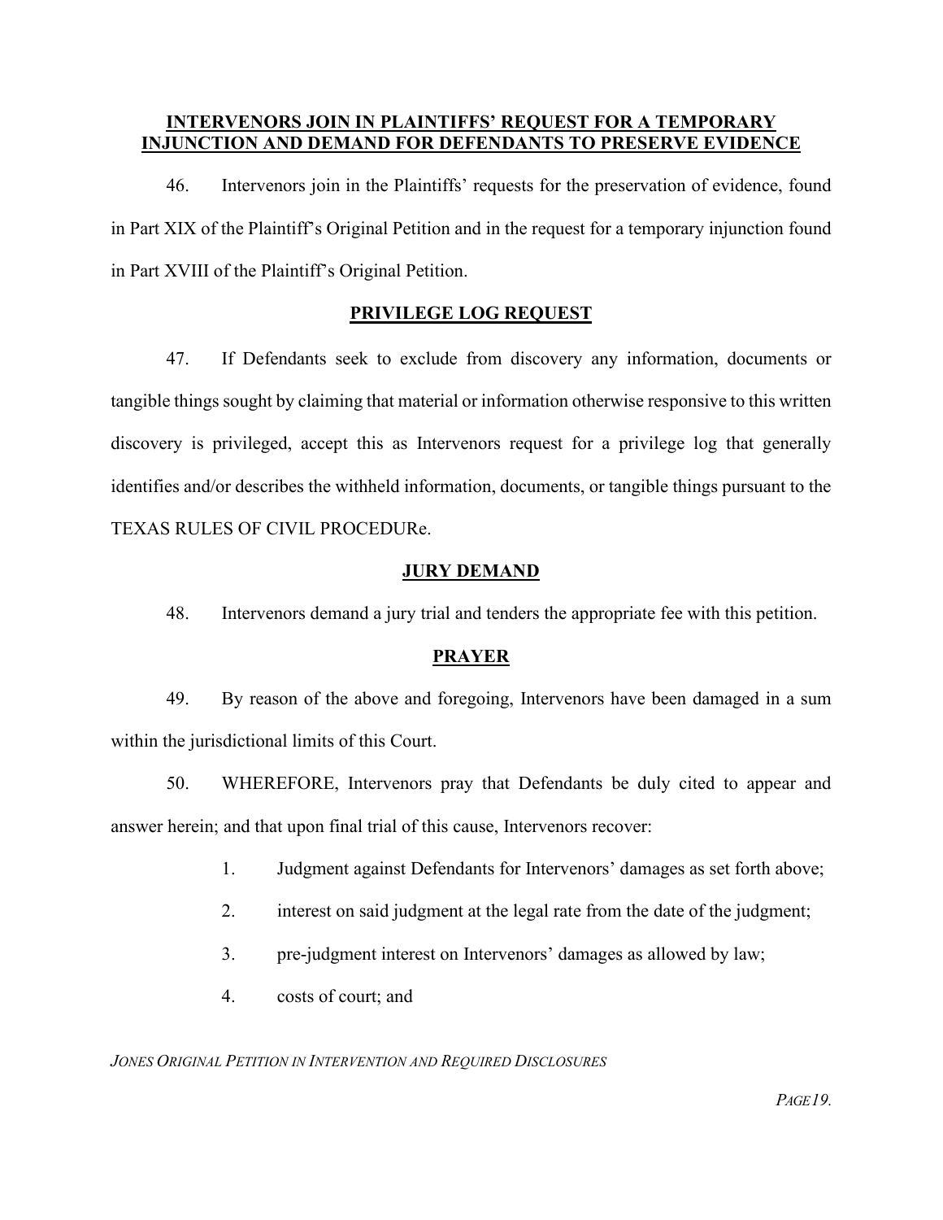## INTERVENORS JOIN IN PLAINTIFFS' REQUEST FOR A TEMPORARY INJUNCTION AND DEMAND FOR DEFENDANTS TO PRESERVE EVIDENCE

46. Intervenors join in the Plaintiffs' requests for the preservation of evidence, found in Part XIX of the Plaintiff's Original Petition and in the request for a temporary injunction found in Part XVIII of the Plaintiff's Original Petition.

## PRIVILEGE LOG REQUEST

47. If Defendants seek to exclude from discovery any information, documents or tangible things sought by claiming that material or information otherwise responsive to this written discovery is privileged, accept this as Intervenors request for a privilege log that generally identifies and/or describes the withheld information, documents, or tangible things pursuant to the TEXAS RULES OF CIVIL PROCEDURe.

## JURY DEMAND

48. Intervenors demand a jury trial and tenders the appropriate fee with this petition.

## PRAYER

49. By reason of the above and foregoing, Intervenors have been damaged in a sum within the jurisdictional limits of this Court.

50. WHEREFORE, Intervenors pray that Defendants be duly cited to appear and answer herein; and that upon final trial of this cause, Intervenors recover:

1. Judgment against Defendants for Intervenors' damages as set forth above;
2. interest on said judgment at the legal rate from the date of the judgment;
3. pre-judgment interest on Intervenors' damages as allowed by law;
4. costs of court; and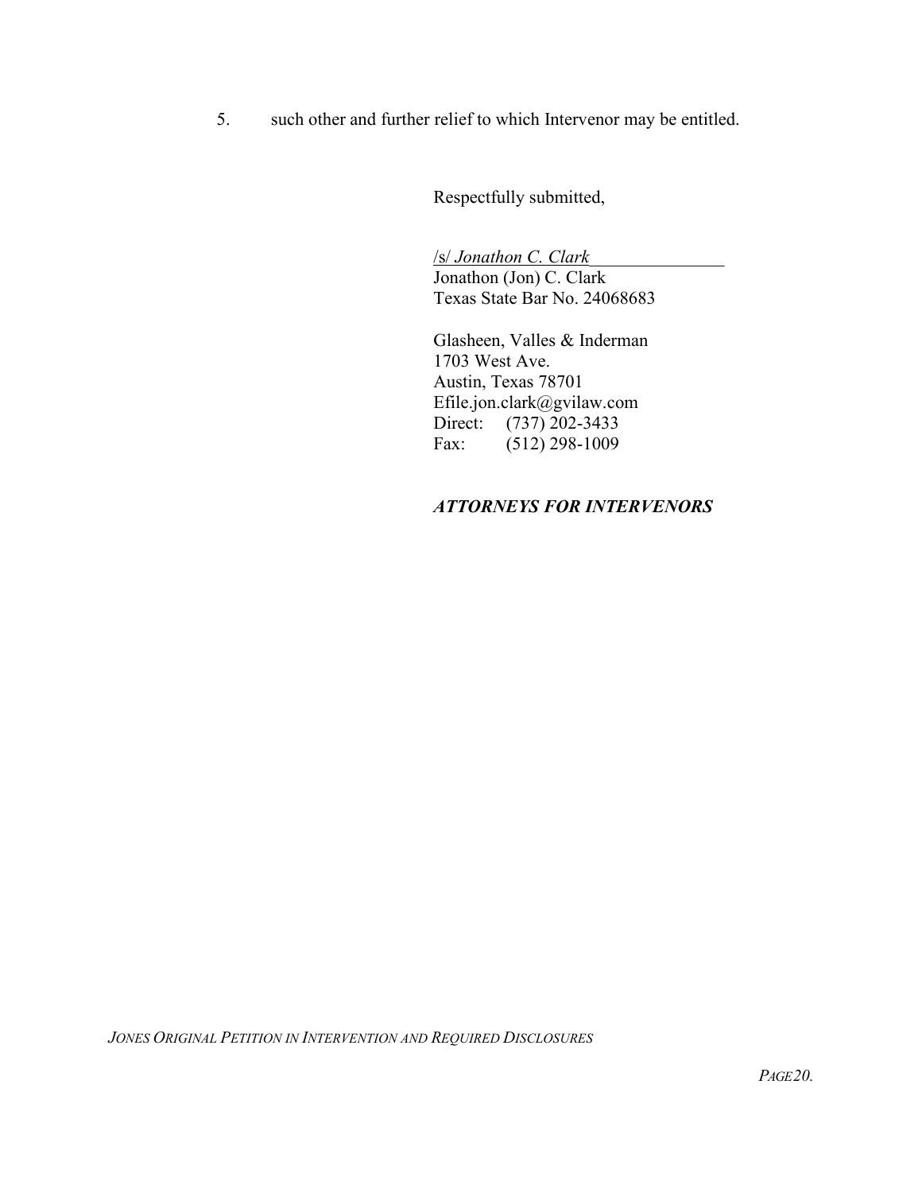5. such other and further relief to which Intervenor may be entitled.

Respectfully submitted,

/s/ *Jonathon C. Clark*
Jonathon (Jon) C. Clark
Texas State Bar No. 24068683

Glasheen, Valles & Inderman
1703 West Ave.
Austin, Texas 78701
Efile.jon.clark@gvilaw.com
Direct: (737) 202-3433
Fax: (512) 298-1009

***ATTORNEYS FOR INTERVENORS***